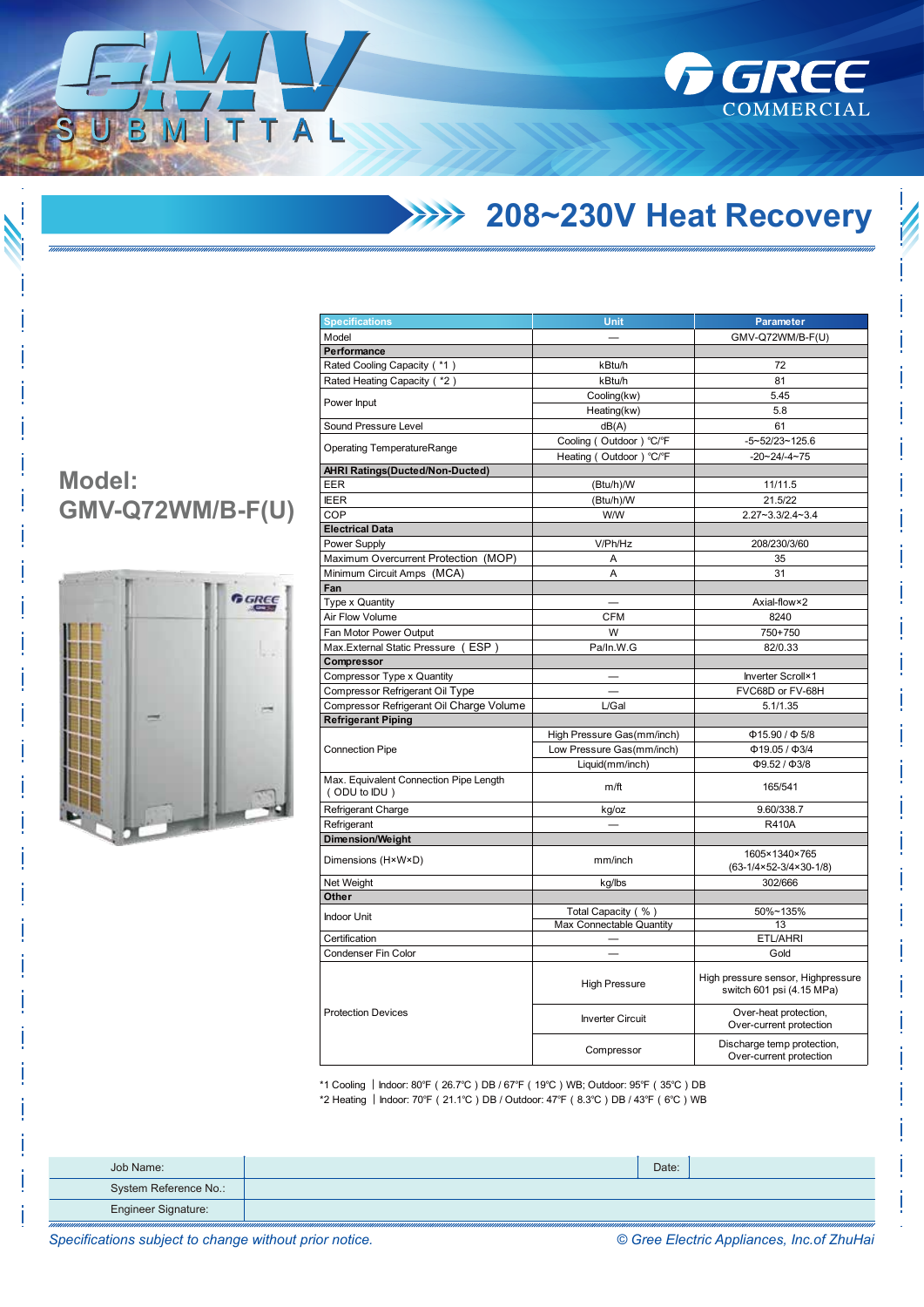# GMV SUBMITTAL

GREE COMMERCIAL

## 208~230V Heat Recovery

**Model: GMV-Q72WM/B-F(U)**

| Specifications | Unit | Parameter |
|---|---|---|
| Model | — | GMV-Q72WM/B-F(U) |
| **Performance** | | |
| Rated Cooling Capacity ( *1 ) | kBtu/h | 72 |
| Rated Heating Capacity ( *2 ) | kBtu/h | 81 |
| Power Input | Cooling(kw) | 5.45 |
| | Heating(kw) | 5.8 |
| Sound Pressure Level | dB(A) | 61 |
| Operating TemperatureRange | Cooling ( Outdoor ) ℃/℉ | -5~52/23~125.6 |
| | Heating ( Outdoor ) ℃/℉ | -20~24/-4~75 |
| **AHRI Ratings(Ducted/Non-Ducted)** | | |
| EER | (Btu/h)/W | 11/11.5 |
| IEER | (Btu/h)/W | 21.5/22 |
| COP | W/W | 2.27~3.3/2.4~3.4 |
| **Electrical Data** | | |
| Power Supply | V/Ph/Hz | 208/230/3/60 |
| Maximum Overcurrent Protection (MOP) | A | 35 |
| Minimum Circuit Amps (MCA) | A | 31 |
| **Fan** | | |
| Type x Quantity | — | Axial-flow×2 |
| Air Flow Volume | CFM | 8240 |
| Fan Motor Power Output | W | 750+750 |
| Max.External Static Pressure ( ESP ) | Pa/In.W.G | 82/0.33 |
| **Compressor** | | |
| Compressor Type x Quantity | — | Inverter Scroll×1 |
| Compressor Refrigerant Oil Type | — | FVC68D or FV-68H |
| Compressor Refrigerant Oil Charge Volume | L/Gal | 5.1/1.35 |
| **Refrigerant Piping** | | |
| Connection Pipe | High Pressure Gas(mm/inch) | Φ15.90 / Φ 5/8 |
| | Low Pressure Gas(mm/inch) | Φ19.05 / Φ3/4 |
| | Liquid(mm/inch) | Φ9.52 / Φ3/8 |
| Max. Equivalent Connection Pipe Length ( ODU to IDU ) | m/ft | 165/541 |
| Refrigerant Charge | kg/oz | 9.60/338.7 |
| Refrigerant | — | R410A |
| **Dimension/Weight** | | |
| Dimensions (H×W×D) | mm/inch | 1605×1340×765 (63-1/4×52-3/4×30-1/8) |
| Net Weight | kg/lbs | 302/666 |
| **Other** | | |
| Indoor Unit | Total Capacity ( % ) | 50%~135% |
| | Max Connectable Quantity | 13 |
| Certification | — | ETL/AHRI |
| Condenser Fin Color | — | Gold |
| Protection Devices | High Pressure | High pressure sensor, Highpressure switch 601 psi (4.15 MPa) |
| | Inverter Circuit | Over-heat protection, Over-current protection |
| | Compressor | Discharge temp protection, Over-current protection |

*1 Cooling | Indoor: 80℉ ( 26.7℃ ) DB / 67℉ ( 19℃ ) WB; Outdoor: 95℉ ( 35℃ ) DB

*2 Heating | Indoor: 70℉ ( 21.1℃ ) DB / Outdoor: 47℉ ( 8.3℃ ) DB / 43℉ ( 6℃ ) WB

| Job Name: | | Date: | |
|---|---|---|---|
| System Reference No.: | | | |
| Engineer Signature: | | | |

*Specifications subject to change without prior notice.* *© Gree Electric Appliances, Inc.of ZhuHai*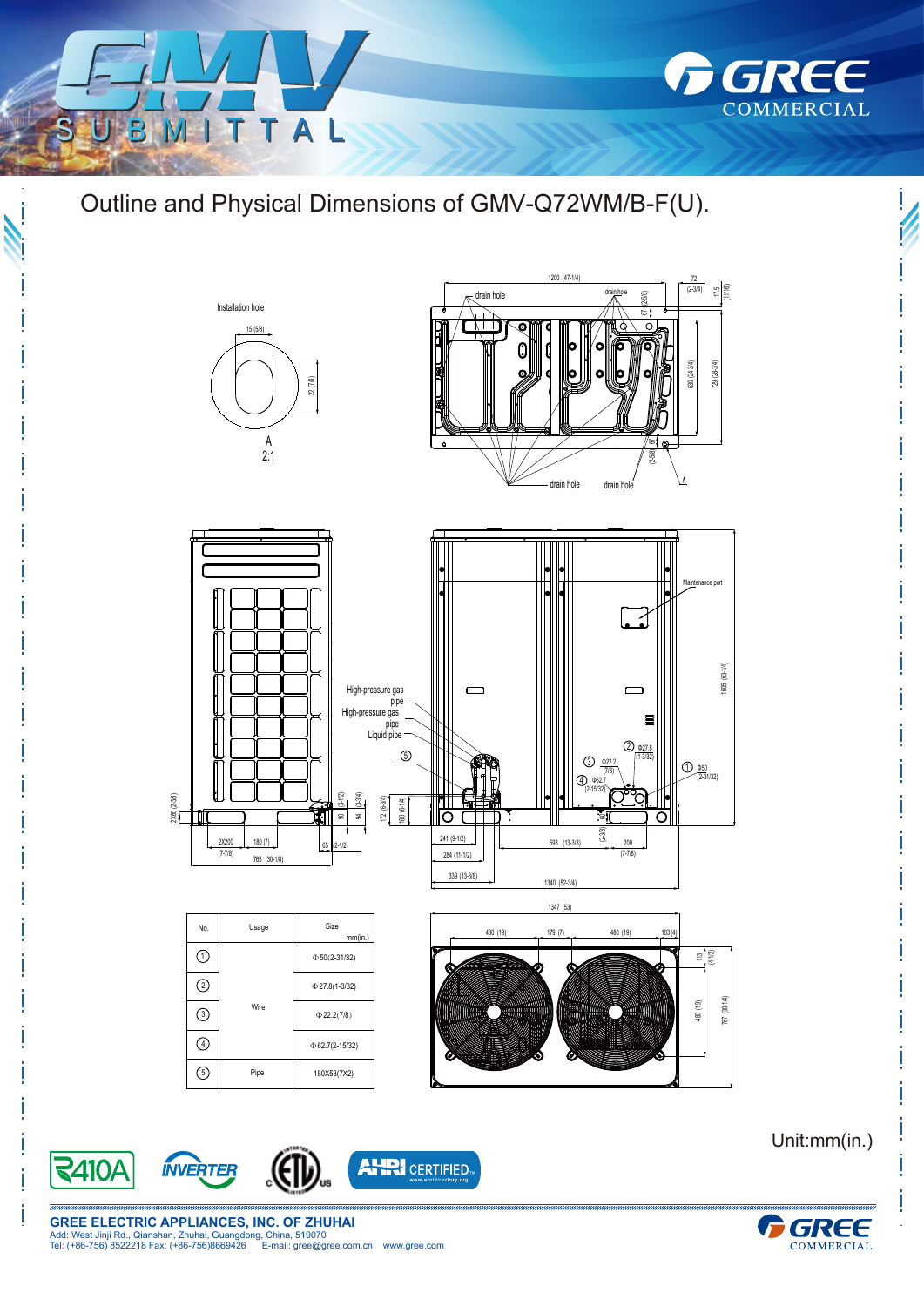# Outline and Physical Dimensions of GMV-Q72WM/B-F(U).

Installation hole

15 (5/8)

22 (7/8)

A
2:1

1200 (47-1/4)

72 (2-3/4)

17.5 (11/16)

drain hole

67 (2-5/8)

630 (24-3/4)

729 (28-3/4)

drain hole

drain hole

A

Maintenance port

High-pressure gas pipe

High-pressure gas pipe

Liquid pipe

⑤

② Φ27.8 (1-3/32)

③ Φ22.2 (7/8)

④ Φ62.7 (2-15/32)

① Φ50 (2-31/32)

1605 (63-1/4)

2X60 (2-3/8)

2X200 (7-7/8)

180 (7)

765 (30-1/8)

65 (2-1/2)

90 (3-1/2)

94 (3-3/4)

172 (6-3/4)

160 (6-1/4)

241 (9-1/2)

284 (11-1/2)

339 (13-3/8)

598 (13-3/8)

200 (7-7/8)

1340 (52-3/4)

1347 (53)

480 (19)

179 (7)

480 (19)

103 (4)

113 (4-1/2)

480 (19)

767 (30-1/4)

| No. | Usage | Size mm(in.) |
|---|---|---|
| ① | Wire | Φ50(2-31/32) |
| ② | | Φ27.8(1-3/32) |
| ③ | | Φ22.2(7/8) |
| ④ | | Φ62.7(2-15/32) |
| ⑤ | Pipe | 180X53(7X2) |

Unit:mm(in.)

**GREE ELECTRIC APPLIANCES, INC. OF ZHUHAI**
Add: West Jinji Rd., Qianshan, Zhuhai, Guangdong, China, 519070
Tel: (+86-756) 8522218 Fax: (+86-756)8669426 E-mail: gree@gree.com.cn www.gree.com